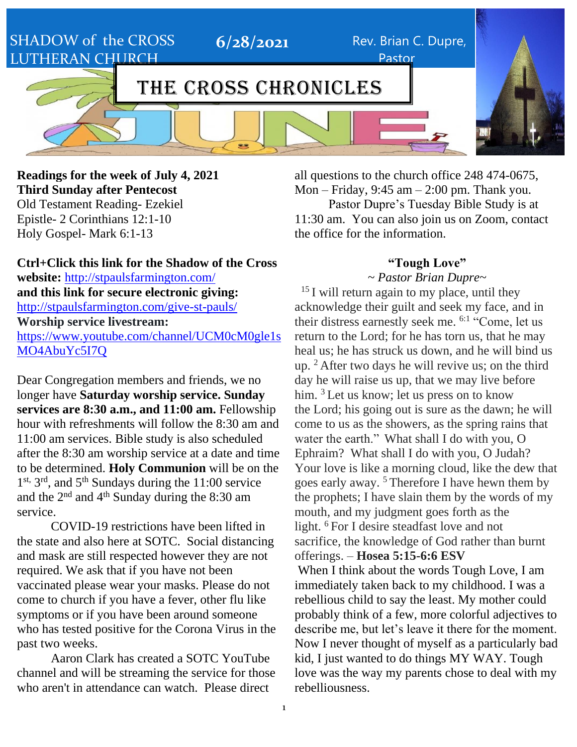SHADOW of the CROSS LUTHERAN CHURCH

**6/28/2021**

Rev. Brian C. Dupre, Pastor

# THE CROSS CHRONICLES

**Readings for the week of July 4, 2021**
**Third Sunday after Pentecost**
Old Testament Reading- Ezekiel
Epistle- 2 Corinthians 12:1-10
Holy Gospel- Mark 6:1-13

**Ctrl+Click this link for the Shadow of the Cross website:** http://stpaulsfarmington.com/
**and this link for secure electronic giving:** http://stpaulsfarmington.com/give-st-pauls/
**Worship service livestream:** https://www.youtube.com/channel/UCM0cM0gle1sMO4AbuYc5I7Q

Dear Congregation members and friends, we no longer have **Saturday worship service. Sunday services are 8:30 a.m., and 11:00 am.** Fellowship hour with refreshments will follow the 8:30 am and 11:00 am services. Bible study is also scheduled after the 8:30 am worship service at a date and time to be determined. **Holy Communion** will be on the 1st, 3rd, and 5th Sundays during the 11:00 service and the 2nd and 4th Sunday during the 8:30 am service.

COVID-19 restrictions have been lifted in the state and also here at SOTC. Social distancing and mask are still respected however they are not required. We ask that if you have not been vaccinated please wear your masks. Please do not come to church if you have a fever, other flu like symptoms or if you have been around someone who has tested positive for the Corona Virus in the past two weeks.

Aaron Clark has created a SOTC YouTube channel and will be streaming the service for those who aren't in attendance can watch. Please direct all questions to the church office 248 474-0675, Mon – Friday, 9:45 am – 2:00 pm. Thank you.

Pastor Dupre's Tuesday Bible Study is at 11:30 am. You can also join us on Zoom, contact the office for the information.

## "Tough Love"

*~ Pastor Brian Dupre~*

15 I will return again to my place, until they acknowledge their guilt and seek my face, and in their distress earnestly seek me. 6:1 "Come, let us return to the Lord; for he has torn us, that he may heal us; he has struck us down, and he will bind us up. 2 After two days he will revive us; on the third day he will raise us up, that we may live before him. 3 Let us know; let us press on to know the Lord; his going out is sure as the dawn; he will come to us as the showers, as the spring rains that water the earth." What shall I do with you, O Ephraim? What shall I do with you, O Judah? Your love is like a morning cloud, like the dew that goes early away. 5 Therefore I have hewn them by the prophets; I have slain them by the words of my mouth, and my judgment goes forth as the light. 6 For I desire steadfast love and not sacrifice, the knowledge of God rather than burnt offerings. – **Hosea 5:15-6:6 ESV**

When I think about the words Tough Love, I am immediately taken back to my childhood. I was a rebellious child to say the least. My mother could probably think of a few, more colorful adjectives to describe me, but let's leave it there for the moment. Now I never thought of myself as a particularly bad kid, I just wanted to do things MY WAY. Tough love was the way my parents chose to deal with my rebelliousness.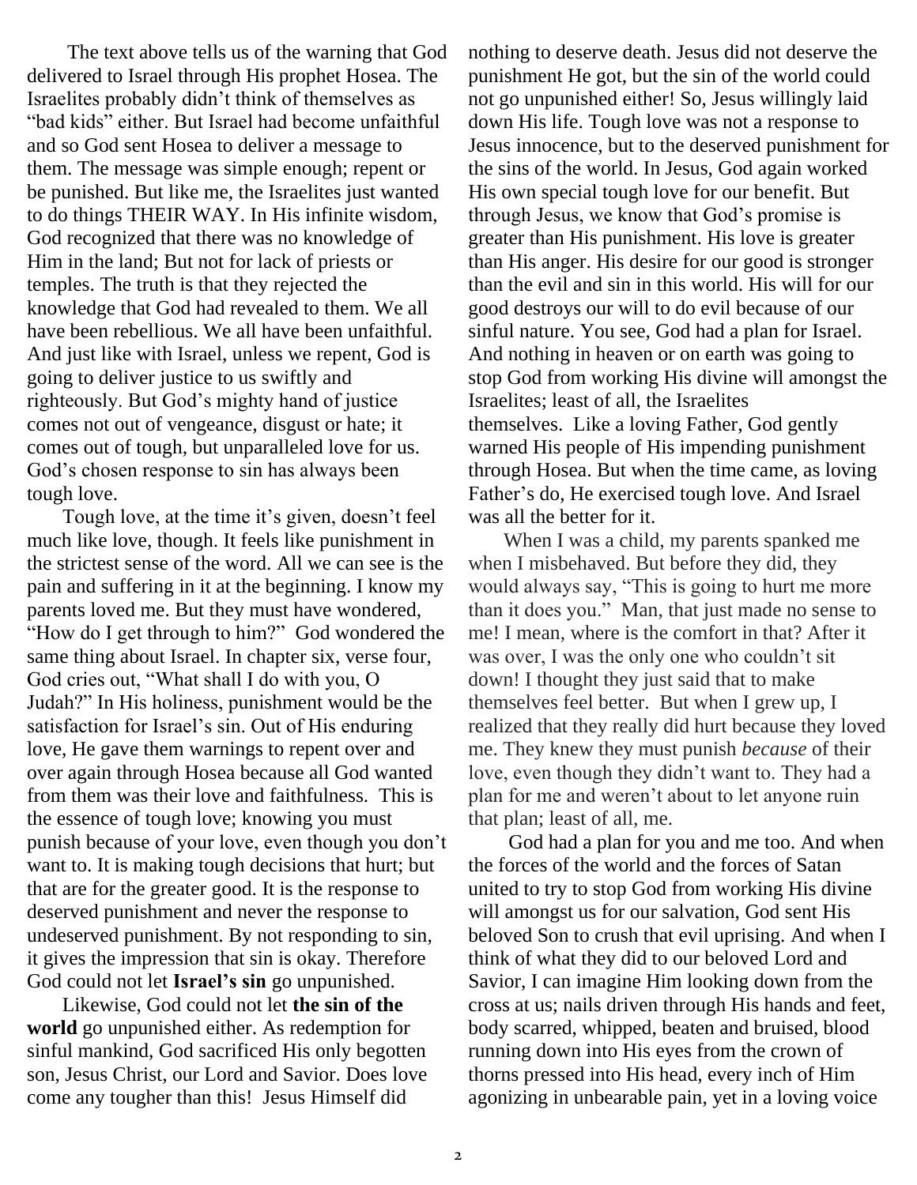The text above tells us of the warning that God delivered to Israel through His prophet Hosea. The Israelites probably didn't think of themselves as "bad kids" either. But Israel had become unfaithful and so God sent Hosea to deliver a message to them. The message was simple enough; repent or be punished. But like me, the Israelites just wanted to do things THEIR WAY. In His infinite wisdom, God recognized that there was no knowledge of Him in the land; But not for lack of priests or temples. The truth is that they rejected the knowledge that God had revealed to them. We all have been rebellious. We all have been unfaithful. And just like with Israel, unless we repent, God is going to deliver justice to us swiftly and righteously. But God's mighty hand of justice comes not out of vengeance, disgust or hate; it comes out of tough, but unparalleled love for us. God's chosen response to sin has always been tough love.

Tough love, at the time it's given, doesn't feel much like love, though. It feels like punishment in the strictest sense of the word. All we can see is the pain and suffering in it at the beginning. I know my parents loved me. But they must have wondered, "How do I get through to him?" God wondered the same thing about Israel. In chapter six, verse four, God cries out, "What shall I do with you, O Judah?" In His holiness, punishment would be the satisfaction for Israel's sin. Out of His enduring love, He gave them warnings to repent over and over again through Hosea because all God wanted from them was their love and faithfulness. This is the essence of tough love; knowing you must punish because of your love, even though you don't want to. It is making tough decisions that hurt; but that are for the greater good. It is the response to deserved punishment and never the response to undeserved punishment. By not responding to sin, it gives the impression that sin is okay. Therefore God could not let **Israel's sin** go unpunished.

Likewise, God could not let **the sin of the world** go unpunished either. As redemption for sinful mankind, God sacrificed His only begotten son, Jesus Christ, our Lord and Savior. Does love come any tougher than this! Jesus Himself did nothing to deserve death. Jesus did not deserve the punishment He got, but the sin of the world could not go unpunished either! So, Jesus willingly laid down His life. Tough love was not a response to Jesus innocence, but to the deserved punishment for the sins of the world. In Jesus, God again worked His own special tough love for our benefit. But through Jesus, we know that God's promise is greater than His punishment. His love is greater than His anger. His desire for our good is stronger than the evil and sin in this world. His will for our good destroys our will to do evil because of our sinful nature. You see, God had a plan for Israel. And nothing in heaven or on earth was going to stop God from working His divine will amongst the Israelites; least of all, the Israelites themselves. Like a loving Father, God gently warned His people of His impending punishment through Hosea. But when the time came, as loving Father's do, He exercised tough love. And Israel was all the better for it.

When I was a child, my parents spanked me when I misbehaved. But before they did, they would always say, "This is going to hurt me more than it does you." Man, that just made no sense to me! I mean, where is the comfort in that? After it was over, I was the only one who couldn't sit down! I thought they just said that to make themselves feel better. But when I grew up, I realized that they really did hurt because they loved me. They knew they must punish *because* of their love, even though they didn't want to. They had a plan for me and weren't about to let anyone ruin that plan; least of all, me.

God had a plan for you and me too. And when the forces of the world and the forces of Satan united to try to stop God from working His divine will amongst us for our salvation, God sent His beloved Son to crush that evil uprising. And when I think of what they did to our beloved Lord and Savior, I can imagine Him looking down from the cross at us; nails driven through His hands and feet, body scarred, whipped, beaten and bruised, blood running down into His eyes from the crown of thorns pressed into His head, every inch of Him agonizing in unbearable pain, yet in a loving voice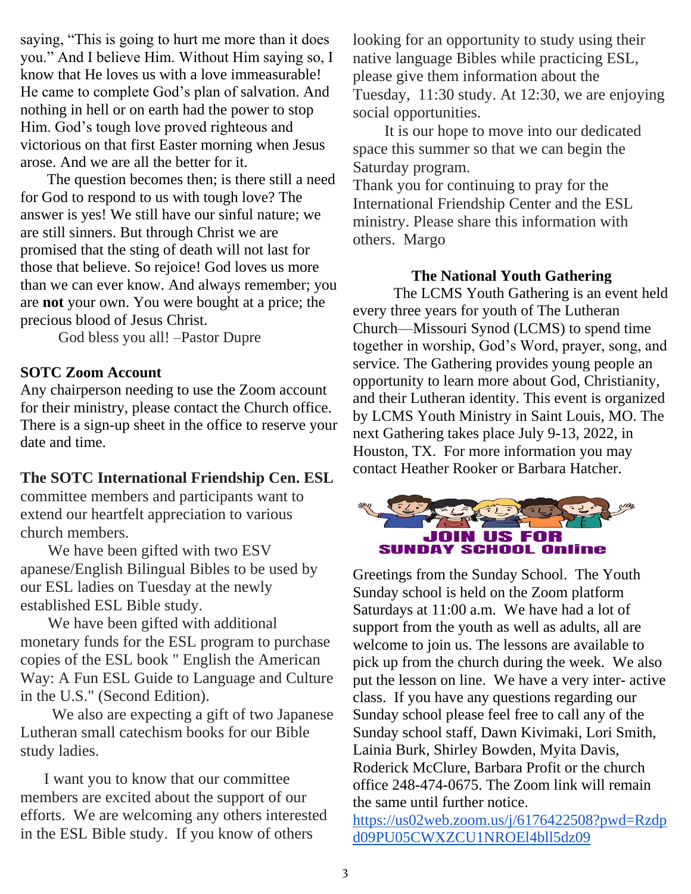saying, "This is going to hurt me more than it does you." And I believe Him. Without Him saying so, I know that He loves us with a love immeasurable! He came to complete God's plan of salvation. And nothing in hell or on earth had the power to stop Him. God's tough love proved righteous and victorious on that first Easter morning when Jesus arose. And we are all the better for it.

The question becomes then; is there still a need for God to respond to us with tough love? The answer is yes! We still have our sinful nature; we are still sinners. But through Christ we are promised that the sting of death will not last for those that believe. So rejoice! God loves us more than we can ever know. And always remember; you are **not** your own. You were bought at a price; the precious blood of Jesus Christ.

God bless you all! –Pastor Dupre

**SOTC Zoom Account**

Any chairperson needing to use the Zoom account for their ministry, please contact the Church office. There is a sign-up sheet in the office to reserve your date and time.

**The SOTC International Friendship Cen. ESL** committee members and participants want to extend our heartfelt appreciation to various church members.

We have been gifted with two ESV apanese/English Bilingual Bibles to be used by our ESL ladies on Tuesday at the newly established ESL Bible study.

We have been gifted with additional monetary funds for the ESL program to purchase copies of the ESL book " English the American Way: A Fun ESL Guide to Language and Culture in the U.S." (Second Edition).

We also are expecting a gift of two Japanese Lutheran small catechism books for our Bible study ladies.

I want you to know that our committee members are excited about the support of our efforts. We are welcoming any others interested in the ESL Bible study. If you know of others looking for an opportunity to study using their native language Bibles while practicing ESL, please give them information about the Tuesday, 11:30 study. At 12:30, we are enjoying social opportunities.

It is our hope to move into our dedicated space this summer so that we can begin the Saturday program.

Thank you for continuing to pray for the International Friendship Center and the ESL ministry. Please share this information with others. Margo

**The National Youth Gathering**

The LCMS Youth Gathering is an event held every three years for youth of The Lutheran Church—Missouri Synod (LCMS) to spend time together in worship, God's Word, prayer, song, and service. The Gathering provides young people an opportunity to learn more about God, Christianity, and their Lutheran identity. This event is organized by LCMS Youth Ministry in Saint Louis, MO. The next Gathering takes place July 9-13, 2022, in Houston, TX. For more information you may contact Heather Rooker or Barbara Hatcher.

**JOIN US FOR SUNDAY SCHOOL Online**

Greetings from the Sunday School. The Youth Sunday school is held on the Zoom platform Saturdays at 11:00 a.m. We have had a lot of support from the youth as well as adults, all are welcome to join us. The lessons are available to pick up from the church during the week. We also put the lesson on line. We have a very inter- active class. If you have any questions regarding our Sunday school please feel free to call any of the Sunday school staff, Dawn Kivimaki, Lori Smith, Lainia Burk, Shirley Bowden, Myita Davis, Roderick McClure, Barbara Profit or the church office 248-474-0675. The Zoom link will remain the same until further notice.

https://us02web.zoom.us/j/6176422508?pwd=Rzdpd09PU05CWXZCU1NROEl4bll5dz09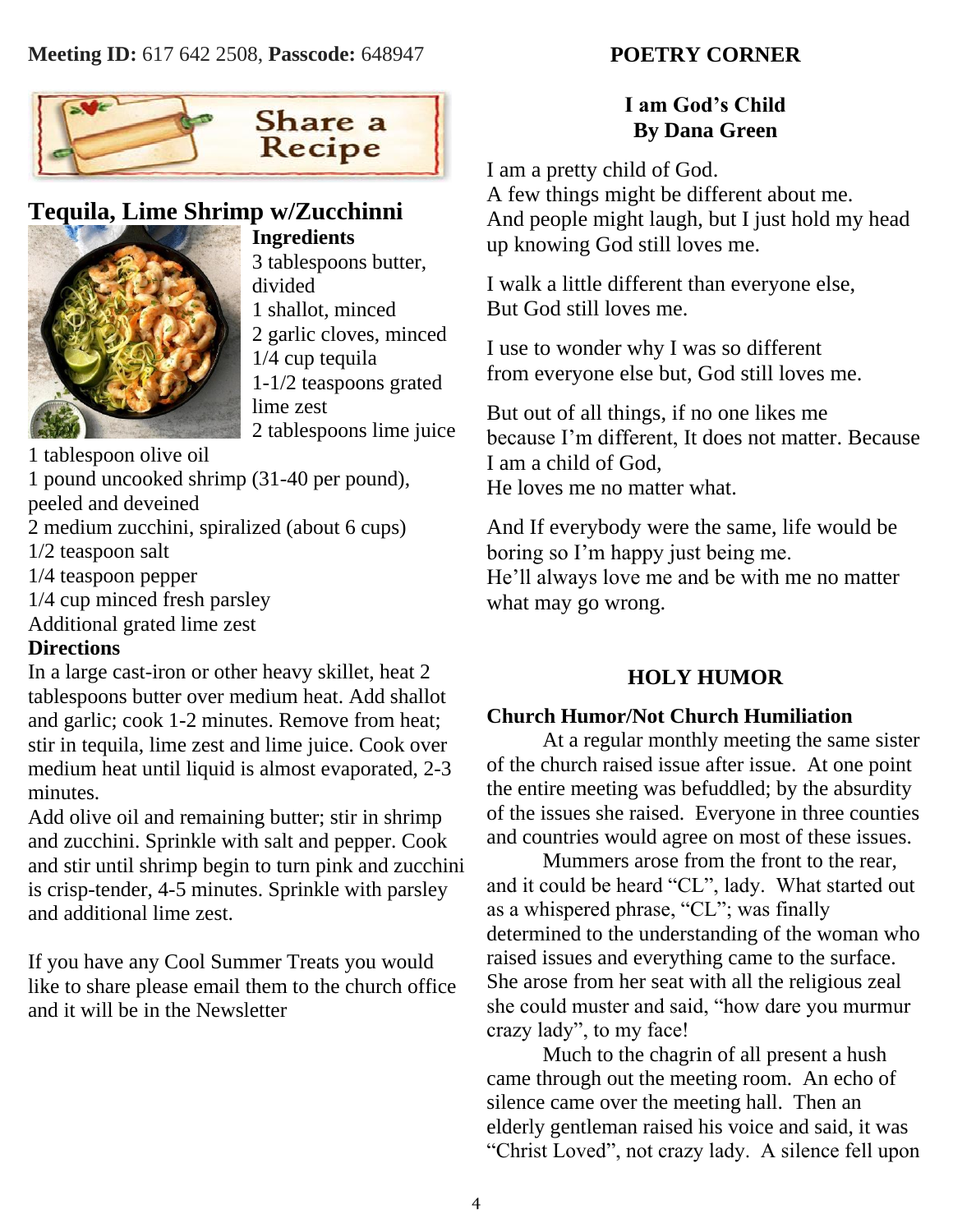**Meeting ID:** 617 642 2508, **Passcode:** 648947

Share a Recipe

## Tequila, Lime Shrimp w/Zucchinni

**Ingredients**

3 tablespoons butter, divided
1 shallot, minced
2 garlic cloves, minced
1/4 cup tequila
1-1/2 teaspoons grated lime zest
2 tablespoons lime juice
1 tablespoon olive oil
1 pound uncooked shrimp (31-40 per pound), peeled and deveined
2 medium zucchini, spiralized (about 6 cups)
1/2 teaspoon salt
1/4 teaspoon pepper
1/4 cup minced fresh parsley
Additional grated lime zest

**Directions**

In a large cast-iron or other heavy skillet, heat 2 tablespoons butter over medium heat. Add shallot and garlic; cook 1-2 minutes. Remove from heat; stir in tequila, lime zest and lime juice. Cook over medium heat until liquid is almost evaporated, 2-3 minutes.

Add olive oil and remaining butter; stir in shrimp and zucchini. Sprinkle with salt and pepper. Cook and stir until shrimp begin to turn pink and zucchini is crisp-tender, 4-5 minutes. Sprinkle with parsley and additional lime zest.

If you have any Cool Summer Treats you would like to share please email them to the church office and it will be in the Newsletter

## POETRY CORNER

### I am God's Child
### By Dana Green

I am a pretty child of God.
A few things might be different about me.
And people might laugh, but I just hold my head up knowing God still loves me.

I walk a little different than everyone else,
But God still loves me.

I use to wonder why I was so different
from everyone else but, God still loves me.

But out of all things, if no one likes me
because I'm different, It does not matter. Because
I am a child of God,
He loves me no matter what.

And If everybody were the same, life would be boring so I'm happy just being me.
He'll always love me and be with me no matter what may go wrong.

## HOLY HUMOR

**Church Humor/Not Church Humiliation**

At a regular monthly meeting the same sister of the church raised issue after issue. At one point the entire meeting was befuddled; by the absurdity of the issues she raised. Everyone in three counties and countries would agree on most of these issues.

Mummers arose from the front to the rear, and it could be heard "CL", lady. What started out as a whispered phrase, "CL"; was finally determined to the understanding of the woman who raised issues and everything came to the surface. She arose from her seat with all the religious zeal she could muster and said, "how dare you murmur crazy lady", to my face!

Much to the chagrin of all present a hush came through out the meeting room. An echo of silence came over the meeting hall. Then an elderly gentleman raised his voice and said, it was "Christ Loved", not crazy lady. A silence fell upon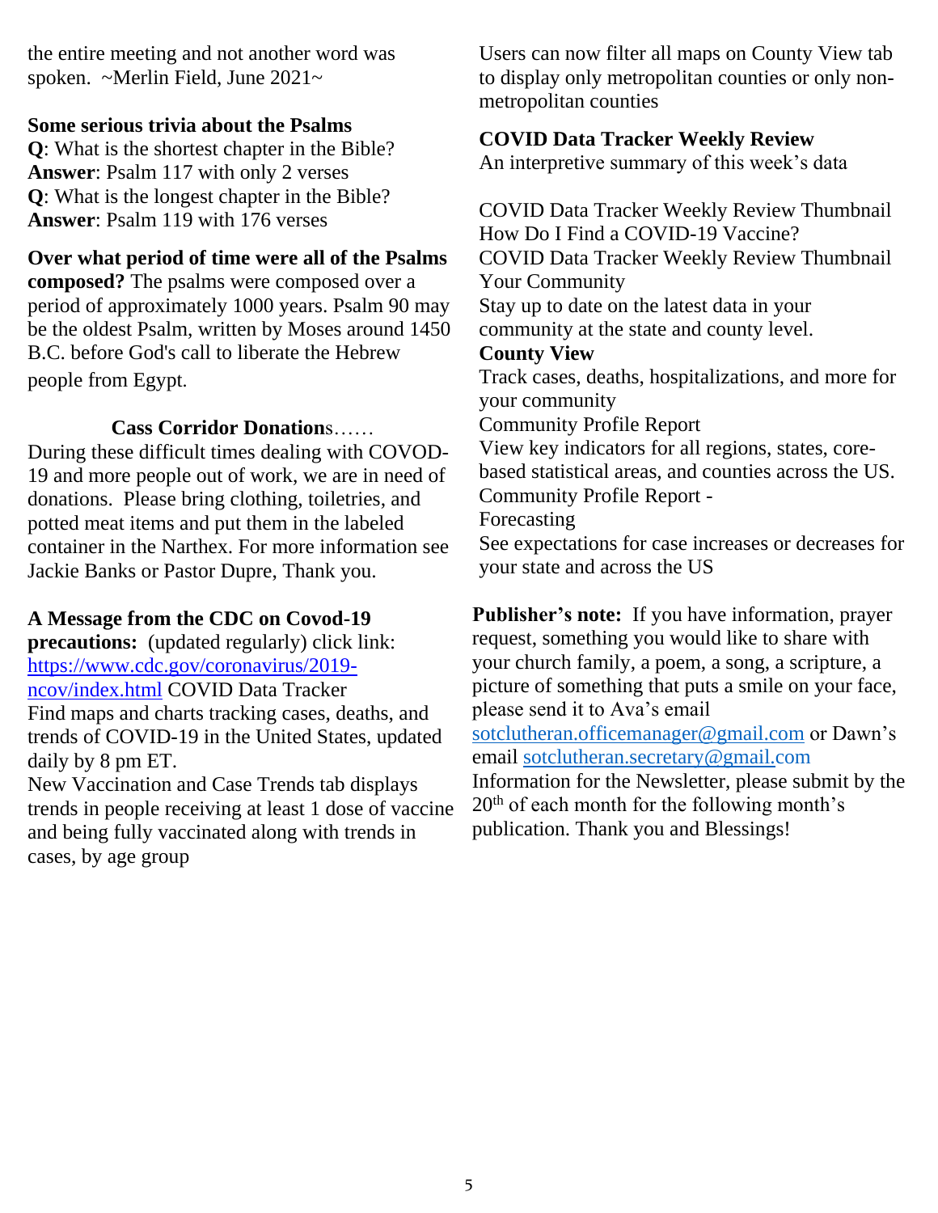the entire meeting and not another word was spoken. ~Merlin Field, June 2021~

**Some serious trivia about the Psalms**

**Q**: What is the shortest chapter in the Bible?
**Answer**: Psalm 117 with only 2 verses
**Q**: What is the longest chapter in the Bible?
**Answer**: Psalm 119 with 176 verses

**Over what period of time were all of the Psalms composed?** The psalms were composed over a period of approximately 1000 years. Psalm 90 may be the oldest Psalm, written by Moses around 1450 B.C. before God's call to liberate the Hebrew people from Egypt.

**Cass Corridor Donation**s……

During these difficult times dealing with COVOD-19 and more people out of work, we are in need of donations. Please bring clothing, toiletries, and potted meat items and put them in the labeled container in the Narthex. For more information see Jackie Banks or Pastor Dupre, Thank you.

**A Message from the CDC on Covod-19 precautions:** (updated regularly) click link: https://www.cdc.gov/coronavirus/2019-ncov/index.html COVID Data Tracker
Find maps and charts tracking cases, deaths, and trends of COVID-19 in the United States, updated daily by 8 pm ET.
New Vaccination and Case Trends tab displays trends in people receiving at least 1 dose of vaccine and being fully vaccinated along with trends in cases, by age group
Users can now filter all maps on County View tab to display only metropolitan counties or only non-metropolitan counties

**COVID Data Tracker Weekly Review**
An interpretive summary of this week's data

COVID Data Tracker Weekly Review Thumbnail
How Do I Find a COVID-19 Vaccine?
COVID Data Tracker Weekly Review Thumbnail
Your Community
Stay up to date on the latest data in your community at the state and county level.
**County View**
Track cases, deaths, hospitalizations, and more for your community
Community Profile Report
View key indicators for all regions, states, core-based statistical areas, and counties across the US.
Community Profile Report -
Forecasting
See expectations for case increases or decreases for your state and across the US

**Publisher's note:** If you have information, prayer request, something you would like to share with your church family, a poem, a song, a scripture, a picture of something that puts a smile on your face, please send it to Ava's email sotclutheran.officemanager@gmail.com or Dawn's email sotclutheran.secretary@gmail.com
Information for the Newsletter, please submit by the 20th of each month for the following month's publication. Thank you and Blessings!